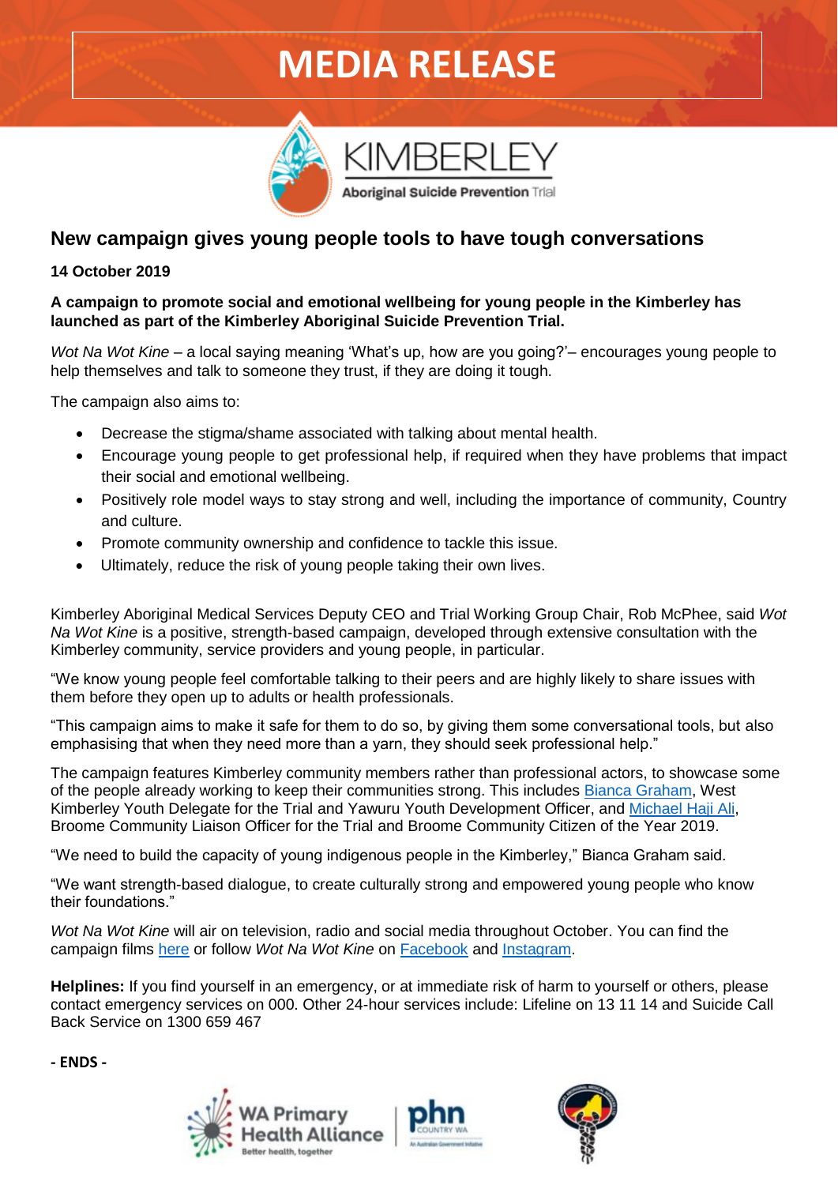# MEDIA RELEASE

KIMBERLEY
Aboriginal Suicide Prevention Trial

## New campaign gives young people tools to have tough conversations

**14 October 2019**

**A campaign to promote social and emotional wellbeing for young people in the Kimberley has launched as part of the Kimberley Aboriginal Suicide Prevention Trial.**

*Wot Na Wot Kine* – a local saying meaning 'What's up, how are you going?'– encourages young people to help themselves and talk to someone they trust, if they are doing it tough.

The campaign also aims to:

- Decrease the stigma/shame associated with talking about mental health.
- Encourage young people to get professional help, if required when they have problems that impact their social and emotional wellbeing.
- Positively role model ways to stay strong and well, including the importance of community, Country and culture.
- Promote community ownership and confidence to tackle this issue.
- Ultimately, reduce the risk of young people taking their own lives.

Kimberley Aboriginal Medical Services Deputy CEO and Trial Working Group Chair, Rob McPhee, said *Wot Na Wot Kine* is a positive, strength-based campaign, developed through extensive consultation with the Kimberley community, service providers and young people, in particular.

"We know young people feel comfortable talking to their peers and are highly likely to share issues with them before they open up to adults or health professionals.

"This campaign aims to make it safe for them to do so, by giving them some conversational tools, but also emphasising that when they need more than a yarn, they should seek professional help."

The campaign features Kimberley community members rather than professional actors, to showcase some of the people already working to keep their communities strong. This includes Bianca Graham, West Kimberley Youth Delegate for the Trial and Yawuru Youth Development Officer, and Michael Haji Ali, Broome Community Liaison Officer for the Trial and Broome Community Citizen of the Year 2019.

"We need to build the capacity of young indigenous people in the Kimberley," Bianca Graham said.

"We want strength-based dialogue, to create culturally strong and empowered young people who know their foundations."

*Wot Na Wot Kine* will air on television, radio and social media throughout October. You can find the campaign films here or follow *Wot Na Wot Kine* on Facebook and Instagram.

**Helplines:** If you find yourself in an emergency, or at immediate risk of harm to yourself or others, please contact emergency services on 000. Other 24-hour services include: Lifeline on 13 11 14 and Suicide Call Back Service on 1300 659 467

**- ENDS -**

WA Primary Health Alliance – Better health, together

phn COUNTRY WA – An Australian Government Initiative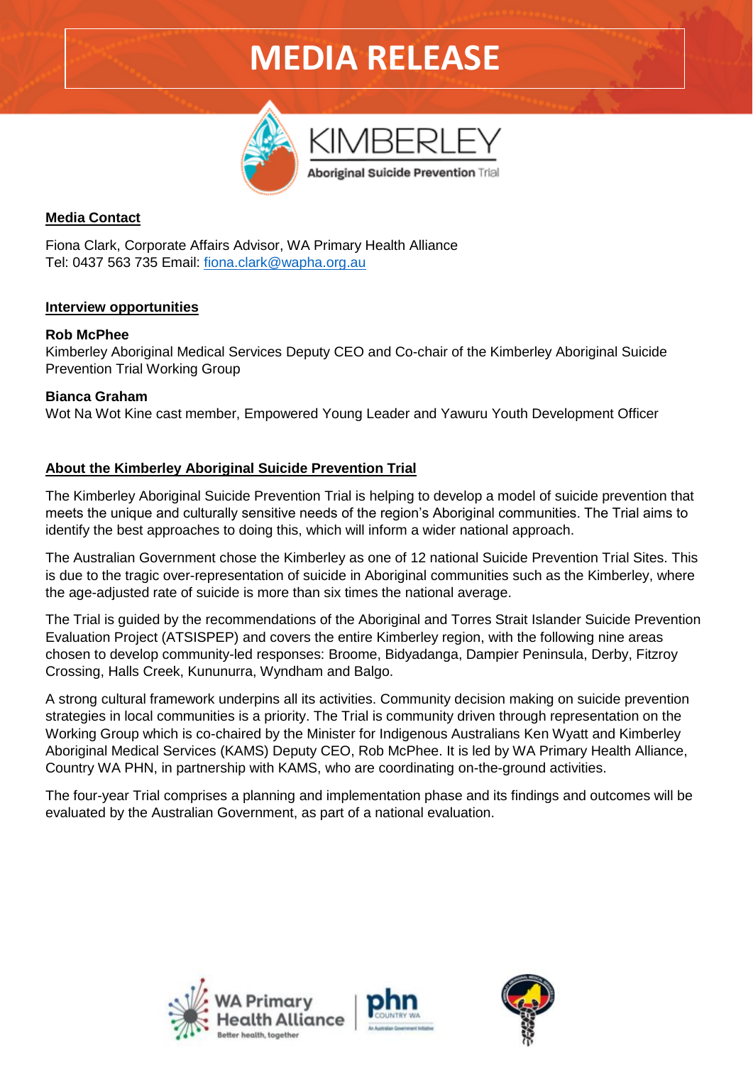# MEDIA RELEASE

KIMBERLEY
Aboriginal Suicide Prevention Trial

**Media Contact**

Fiona Clark, Corporate Affairs Advisor, WA Primary Health Alliance
Tel: 0437 563 735 Email: fiona.clark@wapha.org.au

**Interview opportunities**

**Rob McPhee**
Kimberley Aboriginal Medical Services Deputy CEO and Co-chair of the Kimberley Aboriginal Suicide Prevention Trial Working Group

**Bianca Graham**
Wot Na Wot Kine cast member, Empowered Young Leader and Yawuru Youth Development Officer

**About the Kimberley Aboriginal Suicide Prevention Trial**

The Kimberley Aboriginal Suicide Prevention Trial is helping to develop a model of suicide prevention that meets the unique and culturally sensitive needs of the region's Aboriginal communities. The Trial aims to identify the best approaches to doing this, which will inform a wider national approach.

The Australian Government chose the Kimberley as one of 12 national Suicide Prevention Trial Sites. This is due to the tragic over-representation of suicide in Aboriginal communities such as the Kimberley, where the age-adjusted rate of suicide is more than six times the national average.

The Trial is guided by the recommendations of the Aboriginal and Torres Strait Islander Suicide Prevention Evaluation Project (ATSISPEP) and covers the entire Kimberley region, with the following nine areas chosen to develop community-led responses: Broome, Bidyadanga, Dampier Peninsula, Derby, Fitzroy Crossing, Halls Creek, Kununurra, Wyndham and Balgo.

A strong cultural framework underpins all its activities. Community decision making on suicide prevention strategies in local communities is a priority. The Trial is community driven through representation on the Working Group which is co-chaired by the Minister for Indigenous Australians Ken Wyatt and Kimberley Aboriginal Medical Services (KAMS) Deputy CEO, Rob McPhee. It is led by WA Primary Health Alliance, Country WA PHN, in partnership with KAMS, who are coordinating on-the-ground activities.

The four-year Trial comprises a planning and implementation phase and its findings and outcomes will be evaluated by the Australian Government, as part of a national evaluation.

WA Primary Health Alliance
Better health, together

phn
COUNTRY WA
An Australian Government Initiative